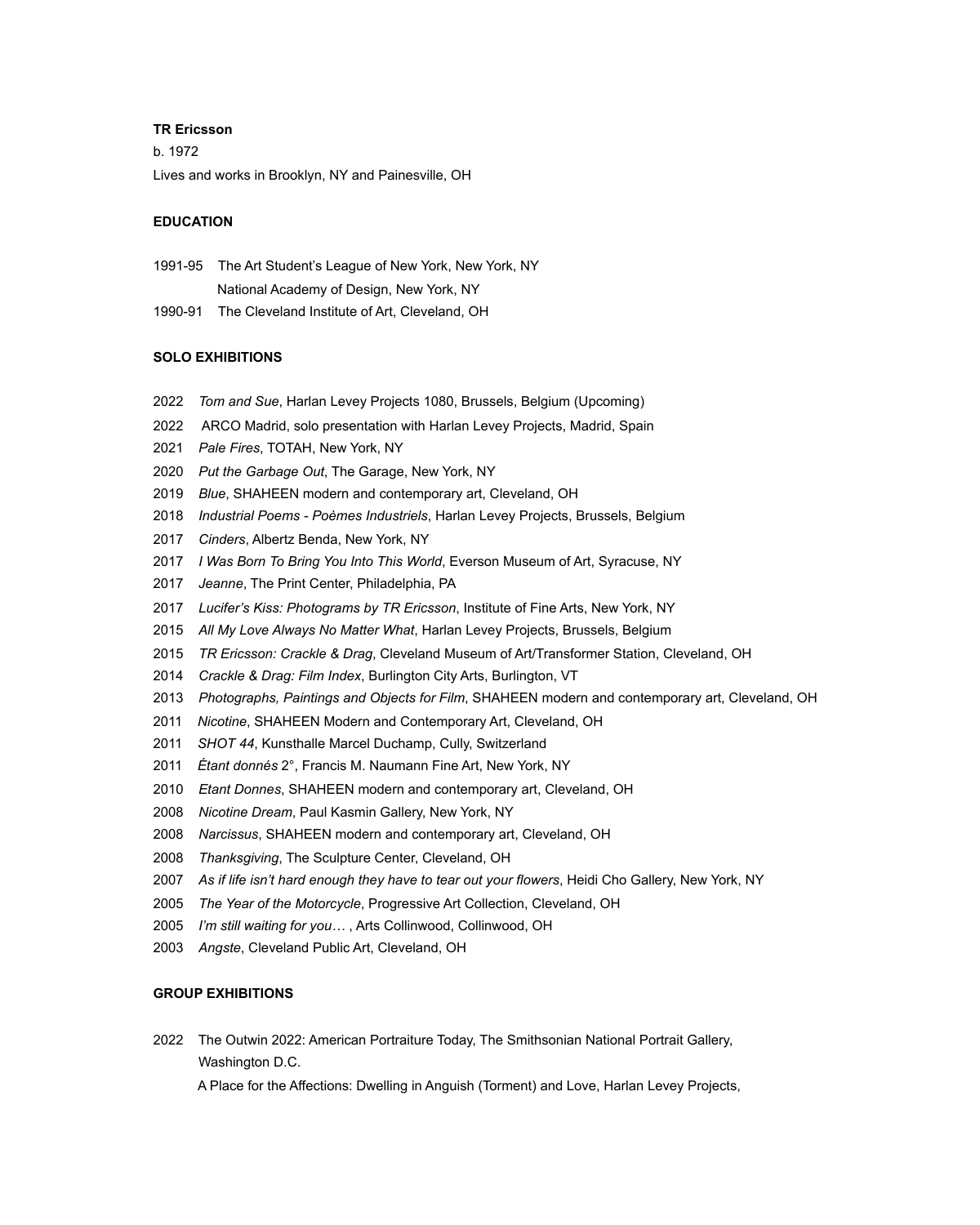**TR Ericsson**

b. 1972

Lives and works in Brooklyn, NY and Painesville, OH

**EDUCATION**

1991-95 The Art Student's League of New York, New York, NY
National Academy of Design, New York, NY

1990-91 The Cleveland Institute of Art, Cleveland, OH

**SOLO EXHIBITIONS**

2022 *Tom and Sue*, Harlan Levey Projects 1080, Brussels, Belgium (Upcoming)

2022 ARCO Madrid, solo presentation with Harlan Levey Projects, Madrid, Spain

2021 *Pale Fires*, TOTAH, New York, NY

2020 *Put the Garbage Out*, The Garage, New York, NY

2019 *Blue*, SHAHEEN modern and contemporary art, Cleveland, OH

2018 *Industrial Poems - Poèmes Industriels*, Harlan Levey Projects, Brussels, Belgium

2017 *Cinders*, Albertz Benda, New York, NY

2017 *I Was Born To Bring You Into This World*, Everson Museum of Art, Syracuse, NY

2017 *Jeanne*, The Print Center, Philadelphia, PA

2017 *Lucifer's Kiss: Photograms by TR Ericsson*, Institute of Fine Arts, New York, NY

2015 *All My Love Always No Matter What*, Harlan Levey Projects, Brussels, Belgium

2015 *TR Ericsson: Crackle & Drag*, Cleveland Museum of Art/Transformer Station, Cleveland, OH

2014 *Crackle & Drag: Film Index*, Burlington City Arts, Burlington, VT

2013 *Photographs, Paintings and Objects for Film*, SHAHEEN modern and contemporary art, Cleveland, OH

2011 *Nicotine*, SHAHEEN Modern and Contemporary Art, Cleveland, OH

2011 *SHOT 44*, Kunsthalle Marcel Duchamp, Cully, Switzerland

2011 *Étant donnés* 2°, Francis M. Naumann Fine Art, New York, NY

2010 *Etant Donnes*, SHAHEEN modern and contemporary art, Cleveland, OH

2008 *Nicotine Dream*, Paul Kasmin Gallery, New York, NY

2008 *Narcissus*, SHAHEEN modern and contemporary art, Cleveland, OH

2008 *Thanksgiving*, The Sculpture Center, Cleveland, OH

2007 *As if life isn't hard enough they have to tear out your flowers*, Heidi Cho Gallery, New York, NY

2005 *The Year of the Motorcycle*, Progressive Art Collection, Cleveland, OH

2005 *I'm still waiting for you…* , Arts Collinwood, Collinwood, OH

2003 *Angste*, Cleveland Public Art, Cleveland, OH

**GROUP EXHIBITIONS**

2022 The Outwin 2022: American Portraiture Today, The Smithsonian National Portrait Gallery, Washington D.C.

A Place for the Affections: Dwelling in Anguish (Torment) and Love, Harlan Levey Projects,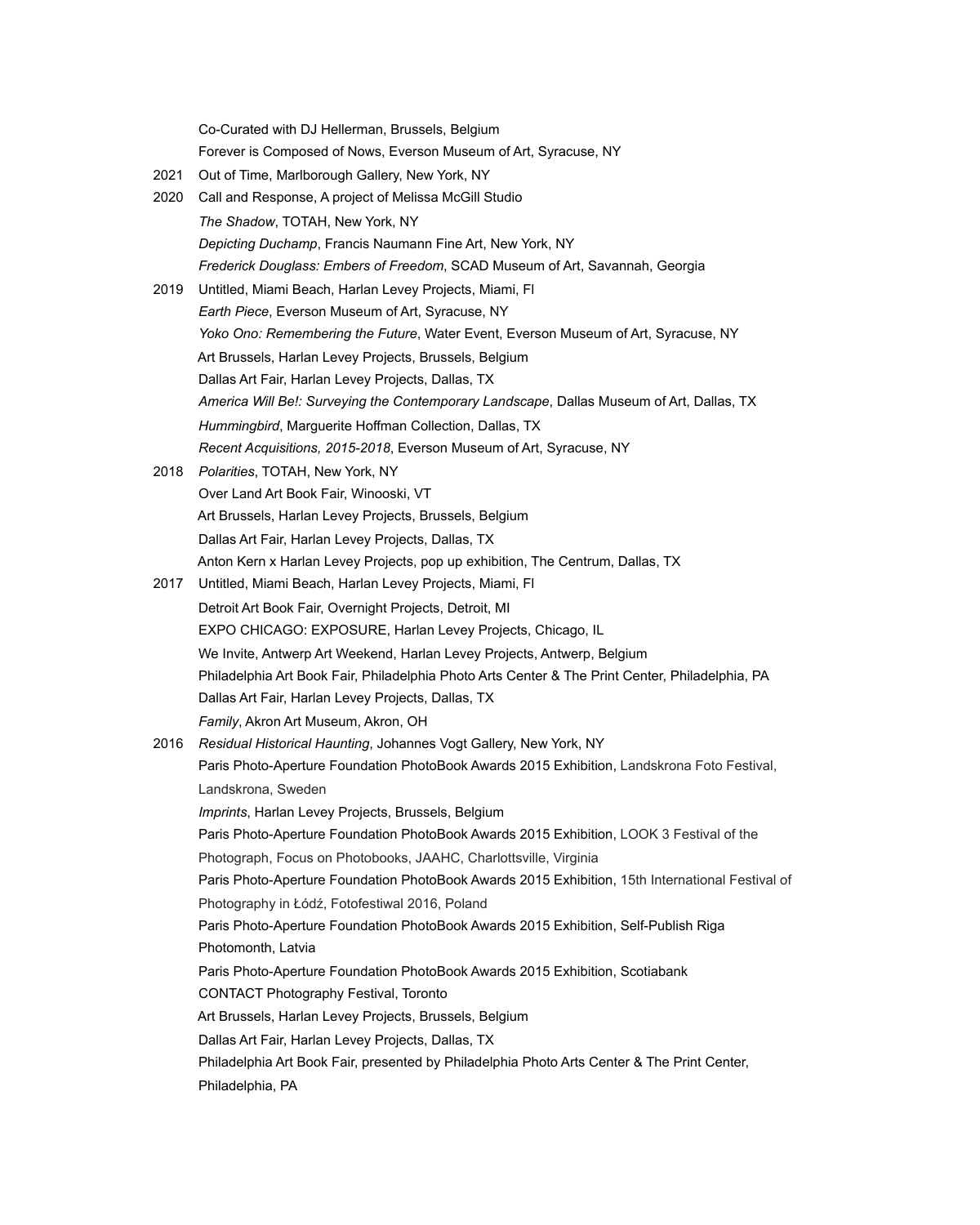Co-Curated with DJ Hellerman, Brussels, Belgium

Forever is Composed of Nows, Everson Museum of Art, Syracuse, NY

2021 Out of Time, Marlborough Gallery, New York, NY

2020 Call and Response, A project of Melissa McGill Studio

*The Shadow*, TOTAH, New York, NY

*Depicting Duchamp*, Francis Naumann Fine Art, New York, NY

*Frederick Douglass: Embers of Freedom*, SCAD Museum of Art, Savannah, Georgia

2019 Untitled, Miami Beach, Harlan Levey Projects, Miami, Fl

*Earth Piece*, Everson Museum of Art, Syracuse, NY

*Yoko Ono: Remembering the Future*, Water Event, Everson Museum of Art, Syracuse, NY

Art Brussels, Harlan Levey Projects, Brussels, Belgium

Dallas Art Fair, Harlan Levey Projects, Dallas, TX

*America Will Be!: Surveying the Contemporary Landscape*, Dallas Museum of Art, Dallas, TX

*Hummingbird*, Marguerite Hoffman Collection, Dallas, TX

*Recent Acquisitions, 2015-2018*, Everson Museum of Art, Syracuse, NY

2018 *Polarities*, TOTAH, New York, NY

Over Land Art Book Fair, Winooski, VT

Art Brussels, Harlan Levey Projects, Brussels, Belgium

Dallas Art Fair, Harlan Levey Projects, Dallas, TX

Anton Kern x Harlan Levey Projects, pop up exhibition, The Centrum, Dallas, TX

2017 Untitled, Miami Beach, Harlan Levey Projects, Miami, Fl

Detroit Art Book Fair, Overnight Projects, Detroit, MI

EXPO CHICAGO: EXPOSURE, Harlan Levey Projects, Chicago, IL

We Invite, Antwerp Art Weekend, Harlan Levey Projects, Antwerp, Belgium

Philadelphia Art Book Fair, Philadelphia Photo Arts Center & The Print Center, Philadelphia, PA

Dallas Art Fair, Harlan Levey Projects, Dallas, TX

*Family*, Akron Art Museum, Akron, OH

2016 *Residual Historical Haunting*, Johannes Vogt Gallery, New York, NY

Paris Photo-Aperture Foundation PhotoBook Awards 2015 Exhibition, Landskrona Foto Festival, Landskrona, Sweden

*Imprints*, Harlan Levey Projects, Brussels, Belgium

Paris Photo-Aperture Foundation PhotoBook Awards 2015 Exhibition, LOOK 3 Festival of the Photograph, Focus on Photobooks, JAAHC, Charlottsville, Virginia

Paris Photo-Aperture Foundation PhotoBook Awards 2015 Exhibition, 15th International Festival of Photography in Łódź, Fotofestiwal 2016, Poland

Paris Photo-Aperture Foundation PhotoBook Awards 2015 Exhibition, Self-Publish Riga Photomonth, Latvia

Paris Photo-Aperture Foundation PhotoBook Awards 2015 Exhibition, Scotiabank CONTACT Photography Festival, Toronto

Art Brussels, Harlan Levey Projects, Brussels, Belgium

Dallas Art Fair, Harlan Levey Projects, Dallas, TX

Philadelphia Art Book Fair, presented by Philadelphia Photo Arts Center & The Print Center, Philadelphia, PA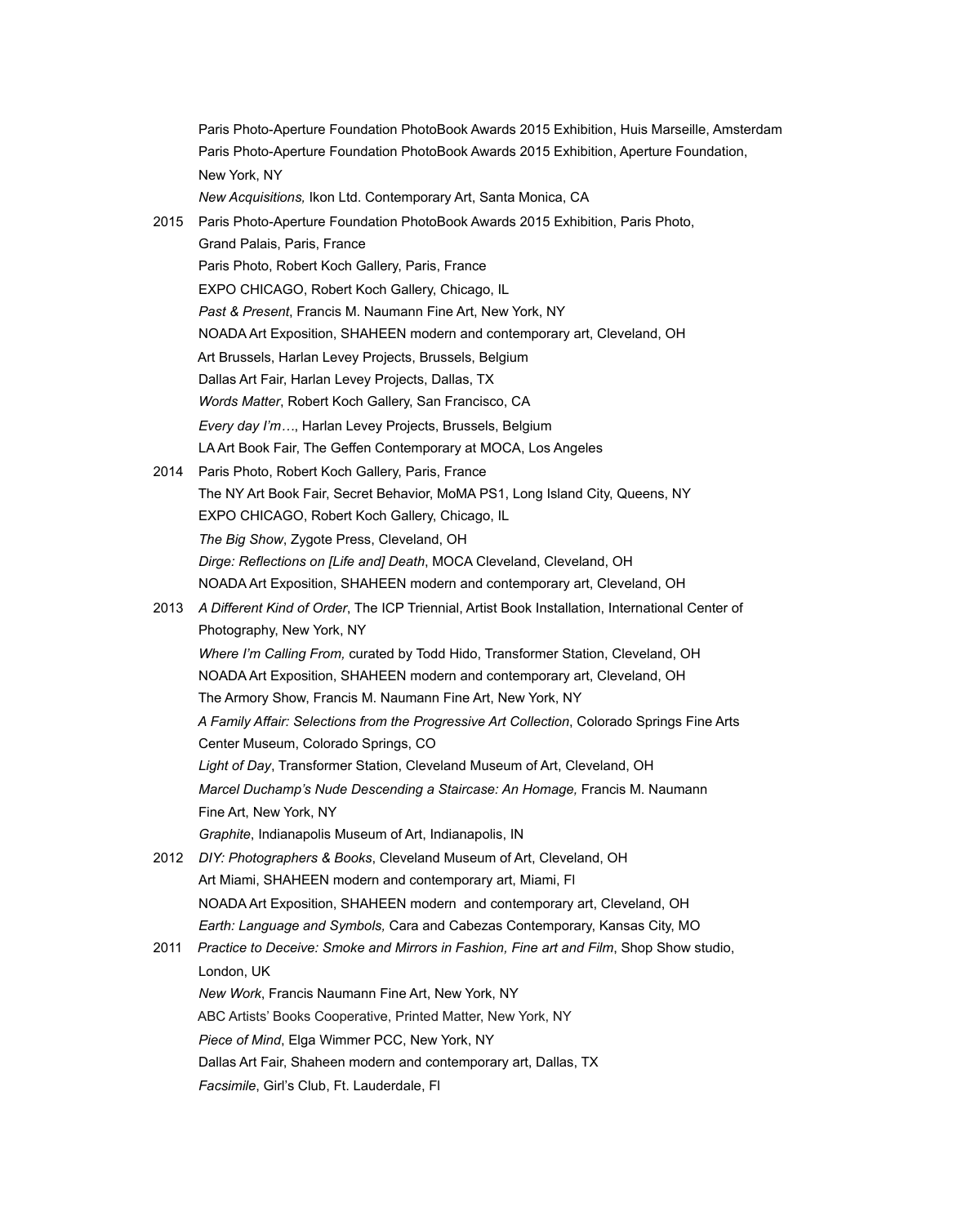Paris Photo-Aperture Foundation PhotoBook Awards 2015 Exhibition, Huis Marseille, Amsterdam
Paris Photo-Aperture Foundation PhotoBook Awards 2015 Exhibition, Aperture Foundation, New York, NY
*New Acquisitions,* Ikon Ltd. Contemporary Art, Santa Monica, CA

2015 Paris Photo-Aperture Foundation PhotoBook Awards 2015 Exhibition, Paris Photo, Grand Palais, Paris, France
Paris Photo, Robert Koch Gallery, Paris, France
EXPO CHICAGO, Robert Koch Gallery, Chicago, IL
*Past & Present*, Francis M. Naumann Fine Art, New York, NY
NOADA Art Exposition, SHAHEEN modern and contemporary art, Cleveland, OH
Art Brussels, Harlan Levey Projects, Brussels, Belgium
Dallas Art Fair, Harlan Levey Projects, Dallas, TX
*Words Matter*, Robert Koch Gallery, San Francisco, CA
*Every day I'm…*, Harlan Levey Projects, Brussels, Belgium
LA Art Book Fair, The Geffen Contemporary at MOCA, Los Angeles

2014 Paris Photo, Robert Koch Gallery, Paris, France
The NY Art Book Fair, Secret Behavior, MoMA PS1, Long Island City, Queens, NY
EXPO CHICAGO, Robert Koch Gallery, Chicago, IL
*The Big Show*, Zygote Press, Cleveland, OH
*Dirge: Reflections on [Life and] Death*, MOCA Cleveland, Cleveland, OH
NOADA Art Exposition, SHAHEEN modern and contemporary art, Cleveland, OH

2013 *A Different Kind of Order*, The ICP Triennial, Artist Book Installation, International Center of Photography, New York, NY
*Where I'm Calling From,* curated by Todd Hido, Transformer Station, Cleveland, OH
NOADA Art Exposition, SHAHEEN modern and contemporary art, Cleveland, OH
The Armory Show, Francis M. Naumann Fine Art, New York, NY
*A Family Affair: Selections from the Progressive Art Collection*, Colorado Springs Fine Arts Center Museum, Colorado Springs, CO
*Light of Day*, Transformer Station, Cleveland Museum of Art, Cleveland, OH
*Marcel Duchamp's Nude Descending a Staircase: An Homage,* Francis M. Naumann Fine Art, New York, NY
*Graphite*, Indianapolis Museum of Art, Indianapolis, IN

2012 *DIY: Photographers & Books*, Cleveland Museum of Art, Cleveland, OH
Art Miami, SHAHEEN modern and contemporary art, Miami, Fl
NOADA Art Exposition, SHAHEEN modern and contemporary art, Cleveland, OH
*Earth: Language and Symbols,* Cara and Cabezas Contemporary, Kansas City, MO

2011 *Practice to Deceive: Smoke and Mirrors in Fashion, Fine art and Film*, Shop Show studio, London, UK
*New Work*, Francis Naumann Fine Art, New York, NY
ABC Artists' Books Cooperative, Printed Matter, New York, NY
*Piece of Mind*, Elga Wimmer PCC, New York, NY
Dallas Art Fair, Shaheen modern and contemporary art, Dallas, TX
*Facsimile*, Girl's Club, Ft. Lauderdale, Fl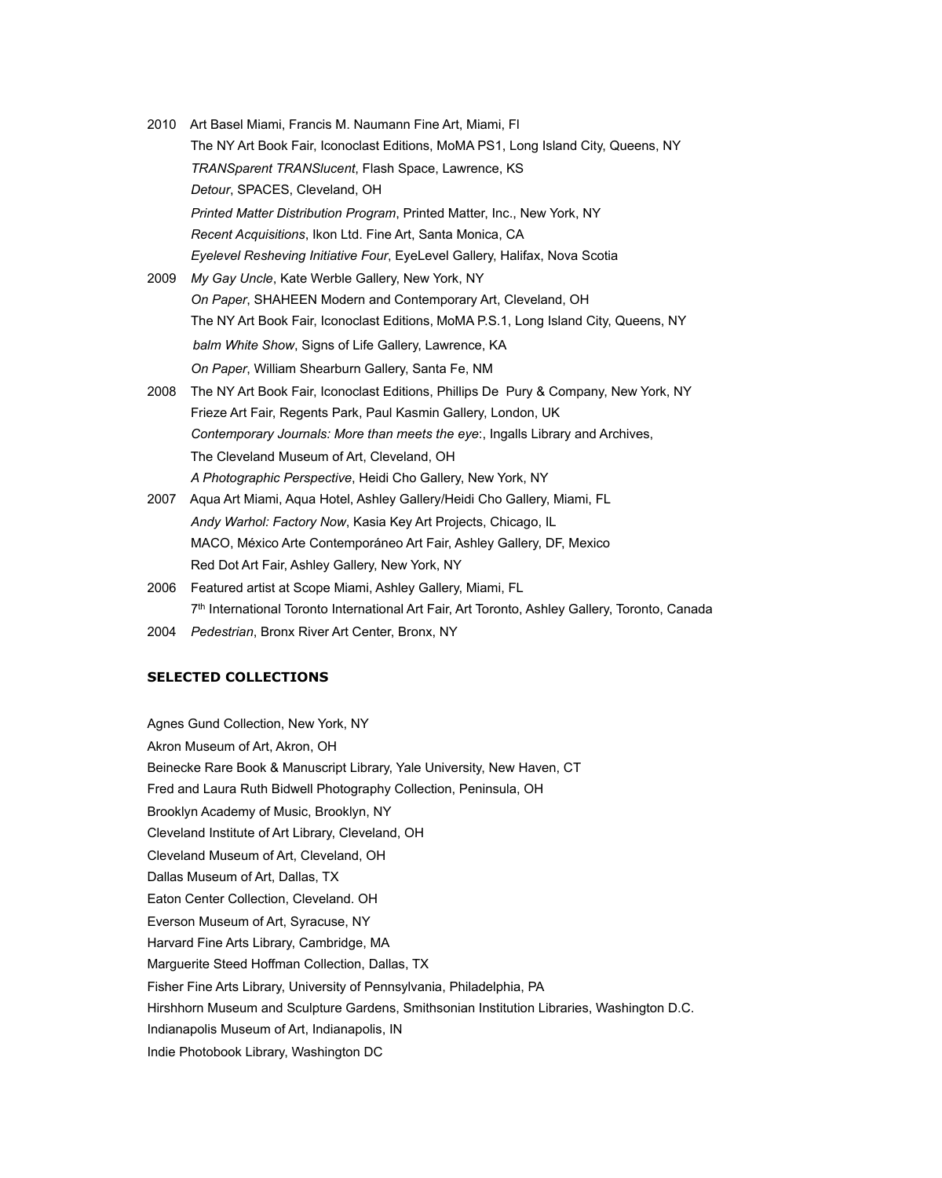2010 Art Basel Miami, Francis M. Naumann Fine Art, Miami, Fl
The NY Art Book Fair, Iconoclast Editions, MoMA PS1, Long Island City, Queens, NY
*TRANSparent TRANSlucent*, Flash Space, Lawrence, KS
*Detour*, SPACES, Cleveland, OH
*Printed Matter Distribution Program*, Printed Matter, Inc., New York, NY
*Recent Acquisitions*, Ikon Ltd. Fine Art, Santa Monica, CA
*Eyelevel Resheving Initiative Four*, EyeLevel Gallery, Halifax, Nova Scotia

2009 *My Gay Uncle*, Kate Werble Gallery, New York, NY
*On Paper*, SHAHEEN Modern and Contemporary Art, Cleveland, OH
The NY Art Book Fair, Iconoclast Editions, MoMA P.S.1, Long Island City, Queens, NY
*balm White Show*, Signs of Life Gallery, Lawrence, KA
*On Paper*, William Shearburn Gallery, Santa Fe, NM

2008 The NY Art Book Fair, Iconoclast Editions, Phillips De Pury & Company, New York, NY
Frieze Art Fair, Regents Park, Paul Kasmin Gallery, London, UK
*Contemporary Journals: More than meets the eye*:, Ingalls Library and Archives, The Cleveland Museum of Art, Cleveland, OH
*A Photographic Perspective*, Heidi Cho Gallery, New York, NY

2007 Aqua Art Miami, Aqua Hotel, Ashley Gallery/Heidi Cho Gallery, Miami, FL
*Andy Warhol: Factory Now*, Kasia Key Art Projects, Chicago, IL
MACO, México Arte Contemporáneo Art Fair, Ashley Gallery, DF, Mexico
Red Dot Art Fair, Ashley Gallery, New York, NY

2006 Featured artist at Scope Miami, Ashley Gallery, Miami, FL
7th International Toronto International Art Fair, Art Toronto, Ashley Gallery, Toronto, Canada

2004 *Pedestrian*, Bronx River Art Center, Bronx, NY

**SELECTED COLLECTIONS**

Agnes Gund Collection, New York, NY
Akron Museum of Art, Akron, OH
Beinecke Rare Book & Manuscript Library, Yale University, New Haven, CT
Fred and Laura Ruth Bidwell Photography Collection, Peninsula, OH
Brooklyn Academy of Music, Brooklyn, NY
Cleveland Institute of Art Library, Cleveland, OH
Cleveland Museum of Art, Cleveland, OH
Dallas Museum of Art, Dallas, TX
Eaton Center Collection, Cleveland. OH
Everson Museum of Art, Syracuse, NY
Harvard Fine Arts Library, Cambridge, MA
Marguerite Steed Hoffman Collection, Dallas, TX
Fisher Fine Arts Library, University of Pennsylvania, Philadelphia, PA
Hirshhorn Museum and Sculpture Gardens, Smithsonian Institution Libraries, Washington D.C.
Indianapolis Museum of Art, Indianapolis, IN
Indie Photobook Library, Washington DC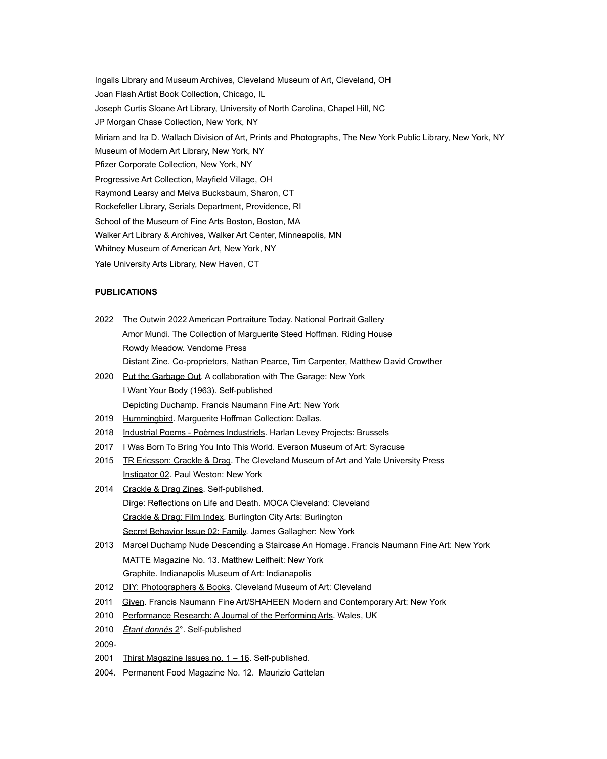Ingalls Library and Museum Archives, Cleveland Museum of Art, Cleveland, OH
Joan Flash Artist Book Collection, Chicago, IL
Joseph Curtis Sloane Art Library, University of North Carolina, Chapel Hill, NC
JP Morgan Chase Collection, New York, NY
Miriam and Ira D. Wallach Division of Art, Prints and Photographs, The New York Public Library, New York, NY
Museum of Modern Art Library, New York, NY
Pfizer Corporate Collection, New York, NY
Progressive Art Collection, Mayfield Village, OH
Raymond Learsy and Melva Bucksbaum, Sharon, CT
Rockefeller Library, Serials Department, Providence, RI
School of the Museum of Fine Arts Boston, Boston, MA
Walker Art Library & Archives, Walker Art Center, Minneapolis, MN
Whitney Museum of American Art, New York, NY
Yale University Arts Library, New Haven, CT

**PUBLICATIONS**

2022 The Outwin 2022 American Portraiture Today. National Portrait Gallery
Amor Mundi. The Collection of Marguerite Steed Hoffman. Riding House
Rowdy Meadow. Vendome Press
Distant Zine. Co-proprietors, Nathan Pearce, Tim Carpenter, Matthew David Crowther

2020 Put the Garbage Out. A collaboration with The Garage: New York
I Want Your Body (1963). Self-published
Depicting Duchamp. Francis Naumann Fine Art: New York

2019 Hummingbird. Marguerite Hoffman Collection: Dallas.

2018 Industrial Poems - Poèmes Industriels. Harlan Levey Projects: Brussels

2017 I Was Born To Bring You Into This World. Everson Museum of Art: Syracuse

2015 TR Ericsson: Crackle & Drag. The Cleveland Museum of Art and Yale University Press
Instigator 02. Paul Weston: New York

2014 Crackle & Drag Zines. Self-published.
Dirge: Reflections on Life and Death. MOCA Cleveland: Cleveland
Crackle & Drag; Film Index. Burlington City Arts: Burlington
Secret Behavior Issue 02: Family. James Gallagher: New York

2013 Marcel Duchamp Nude Descending a Staircase An Homage. Francis Naumann Fine Art: New York
MATTE Magazine No. 13. Matthew Leifheit: New York
Graphite. Indianapolis Museum of Art: Indianapolis

2012 DIY: Photographers & Books. Cleveland Museum of Art: Cleveland

2011 Given. Francis Naumann Fine Art/SHAHEEN Modern and Contemporary Art: New York

2010 Performance Research: A Journal of the Performing Arts. Wales, UK

2010 *Étant donnés* 2°. Self-published

2009-
2001 Thirst Magazine Issues no. 1 – 16. Self-published.

2004. Permanent Food Magazine No. 12. Maurizio Cattelan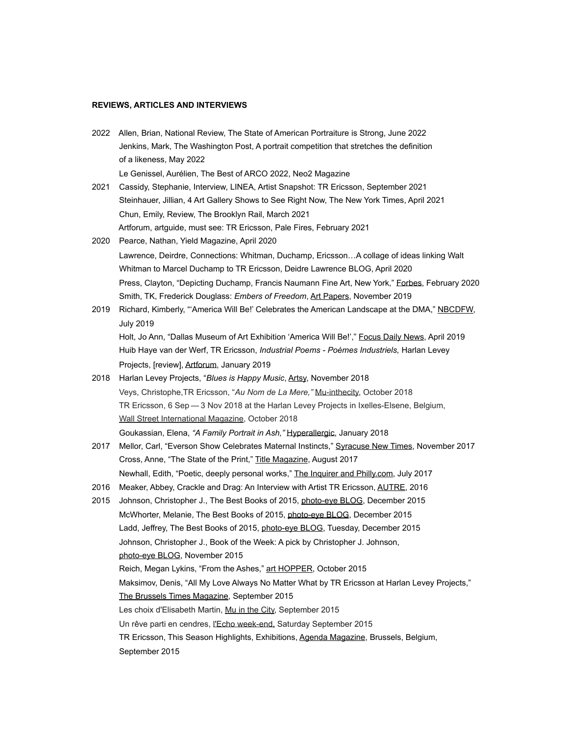**REVIEWS, ARTICLES AND INTERVIEWS**

2022 Allen, Brian, National Review, The State of American Portraiture is Strong, June 2022
Jenkins, Mark, The Washington Post, A portrait competition that stretches the definition of a likeness, May 2022
Le Genissel, Aurélien, The Best of ARCO 2022, Neo2 Magazine

2021 Cassidy, Stephanie, Interview, LINEA, Artist Snapshot: TR Ericsson, September 2021
Steinhauer, Jillian, 4 Art Gallery Shows to See Right Now, The New York Times, April 2021
Chun, Emily, Review, The Brooklyn Rail, March 2021
Artforum, artguide, must see: TR Ericsson, Pale Fires, February 2021

2020 Pearce, Nathan, Yield Magazine, April 2020
Lawrence, Deirdre, Connections: Whitman, Duchamp, Ericsson…A collage of ideas linking Walt Whitman to Marcel Duchamp to TR Ericsson, Deidre Lawrence BLOG, April 2020
Press, Clayton, "Depicting Duchamp, Francis Naumann Fine Art, New York," Forbes, February 2020
Smith, TK, Frederick Douglass: *Embers of Freedom*, Art Papers, November 2019

2019 Richard, Kimberly, "'America Will Be!' Celebrates the American Landscape at the DMA," NBCDFW, July 2019
Holt, Jo Ann, "Dallas Museum of Art Exhibition 'America Will Be!'," Focus Daily News, April 2019
Huib Haye van der Werf, TR Ericsson, *Industrial Poems - Poèmes Industriels,* Harlan Levey Projects, [review], Artforum, January 2019

2018 Harlan Levey Projects, "*Blues is Happy Music*, Artsy, November 2018
Veys, Christophe,TR Ericsson, "*Au Nom de La Mere,"* Mu-inthecity, October 2018
TR Ericsson, 6 Sep — 3 Nov 2018 at the Harlan Levey Projects in Ixelles-Elsene, Belgium, Wall Street International Magazine, October 2018
Goukassian, Elena, *"A Family Portrait in Ash,"* Hyperallergic, January 2018

2017 Mellor, Carl, "Everson Show Celebrates Maternal Instincts," Syracuse New Times, November 2017
Cross, Anne, "The State of the Print," Title Magazine, August 2017
Newhall, Edith, "Poetic, deeply personal works," The Inquirer and Philly.com, July 2017

2016 Meaker, Abbey, Crackle and Drag: An Interview with Artist TR Ericsson, AUTRE, 2016

2015 Johnson, Christopher J., The Best Books of 2015, photo-eye BLOG, December 2015
McWhorter, Melanie, The Best Books of 2015, photo-eye BLOG, December 2015
Ladd, Jeffrey, The Best Books of 2015, photo-eye BLOG, Tuesday, December 2015
Johnson, Christopher J., Book of the Week: A pick by Christopher J. Johnson, photo-eye BLOG, November 2015
Reich, Megan Lykins, "From the Ashes," art HOPPER, October 2015
Maksimov, Denis, "All My Love Always No Matter What by TR Ericsson at Harlan Levey Projects," The Brussels Times Magazine, September 2015
Les choix d'Elisabeth Martin, Mu in the City, September 2015
Un rêve parti en cendres, l'Echo week-end, Saturday September 2015
TR Ericsson, This Season Highlights, Exhibitions, Agenda Magazine, Brussels, Belgium, September 2015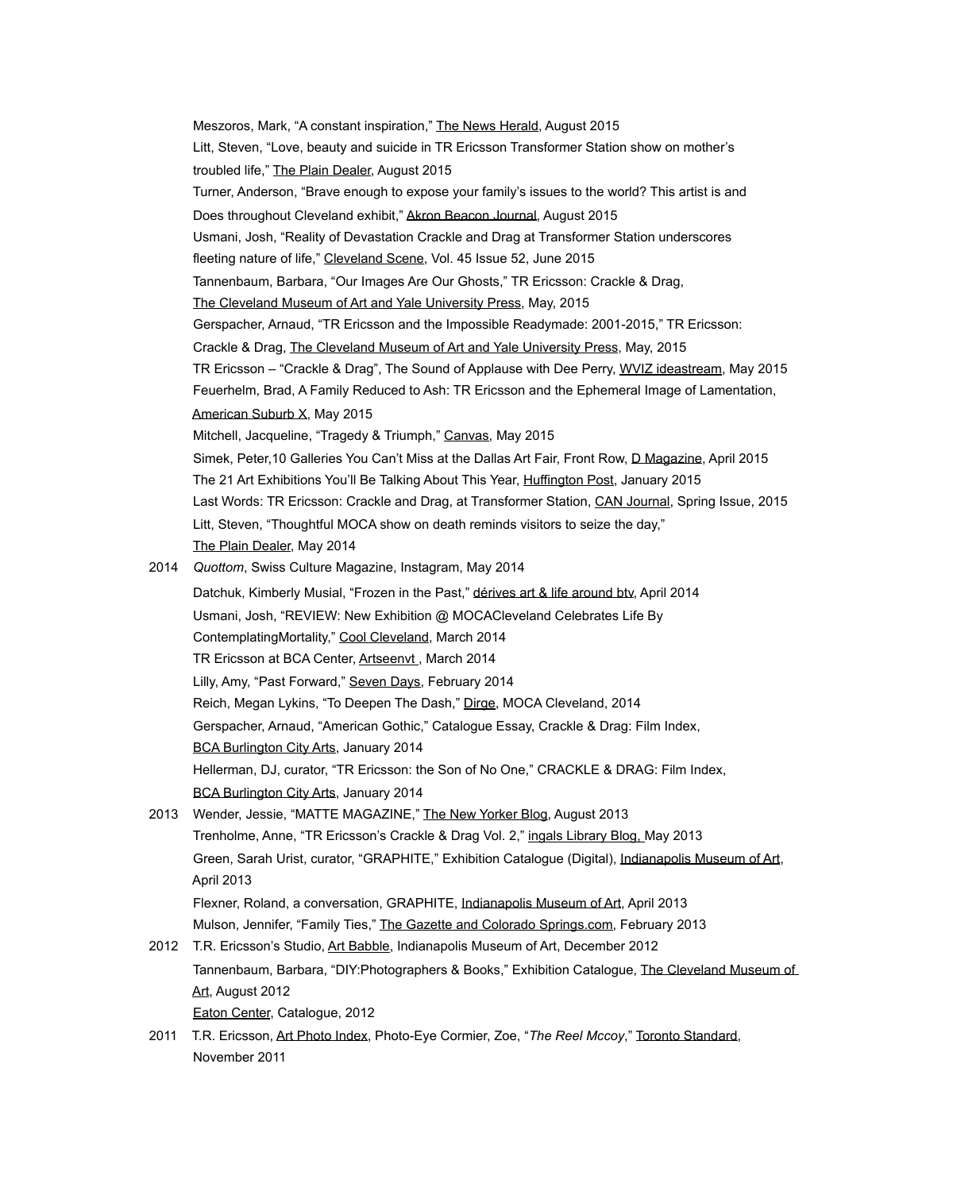Meszoros, Mark, “A constant inspiration,” The News Herald, August 2015

Litt, Steven, “Love, beauty and suicide in TR Ericsson Transformer Station show on mother’s troubled life,” The Plain Dealer, August 2015

Turner, Anderson, “Brave enough to expose your family’s issues to the world? This artist is and Does throughout Cleveland exhibit,” Akron Beacon Journal, August 2015

Usmani, Josh, “Reality of Devastation Crackle and Drag at Transformer Station underscores fleeting nature of life,” Cleveland Scene, Vol. 45 Issue 52, June 2015

Tannenbaum, Barbara, “Our Images Are Our Ghosts,” TR Ericsson: Crackle & Drag, The Cleveland Museum of Art and Yale University Press, May, 2015

Gerspacher, Arnaud, “TR Ericsson and the Impossible Readymade: 2001-2015,” TR Ericsson: Crackle & Drag, The Cleveland Museum of Art and Yale University Press, May, 2015

TR Ericsson – “Crackle & Drag”, The Sound of Applause with Dee Perry, WVIZ ideastream, May 2015

Feuerhelm, Brad, A Family Reduced to Ash: TR Ericsson and the Ephemeral Image of Lamentation, American Suburb X, May 2015

Mitchell, Jacqueline, “Tragedy & Triumph,” Canvas, May 2015

Simek, Peter,10 Galleries You Can’t Miss at the Dallas Art Fair, Front Row, D Magazine, April 2015

The 21 Art Exhibitions You’ll Be Talking About This Year, Huffington Post, January 2015

Last Words: TR Ericsson: Crackle and Drag, at Transformer Station, CAN Journal, Spring Issue, 2015

Litt, Steven, “Thoughtful MOCA show on death reminds visitors to seize the day,” The Plain Dealer, May 2014

2014 *Quottom*, Swiss Culture Magazine, Instagram, May 2014

Datchuk, Kimberly Musial, “Frozen in the Past,” dérives art & life around btv, April 2014

Usmani, Josh, “REVIEW: New Exhibition @ MOCACleveland Celebrates Life By ContemplatingMortality,” Cool Cleveland, March 2014

TR Ericsson at BCA Center, Artseenvt , March 2014

Lilly, Amy, “Past Forward,” Seven Days, February 2014

Reich, Megan Lykins, “To Deepen The Dash,” Dirge, MOCA Cleveland, 2014

Gerspacher, Arnaud, “American Gothic,” Catalogue Essay, Crackle & Drag: Film Index, BCA Burlington City Arts, January 2014

Hellerman, DJ, curator, “TR Ericsson: the Son of No One,” CRACKLE & DRAG: Film Index, BCA Burlington City Arts, January 2014

2013 Wender, Jessie, “MATTE MAGAZINE,” The New Yorker Blog, August 2013

Trenholme, Anne, “TR Ericsson’s Crackle & Drag Vol. 2,” ingals Library Blog, May 2013

Green, Sarah Urist, curator, “GRAPHITE,” Exhibition Catalogue (Digital), Indianapolis Museum of Art, April 2013

Flexner, Roland, a conversation, GRAPHITE, Indianapolis Museum of Art, April 2013

Mulson, Jennifer, “Family Ties,” The Gazette and Colorado Springs.com, February 2013

2012 T.R. Ericsson’s Studio, Art Babble, Indianapolis Museum of Art, December 2012

Tannenbaum, Barbara, “DIY:Photographers & Books,” Exhibition Catalogue, The Cleveland Museum of Art, August 2012

Eaton Center, Catalogue, 2012

2011 T.R. Ericsson, Art Photo Index, Photo-Eye Cormier, Zoe, “*The Reel Mccoy*,” Toronto Standard, November 2011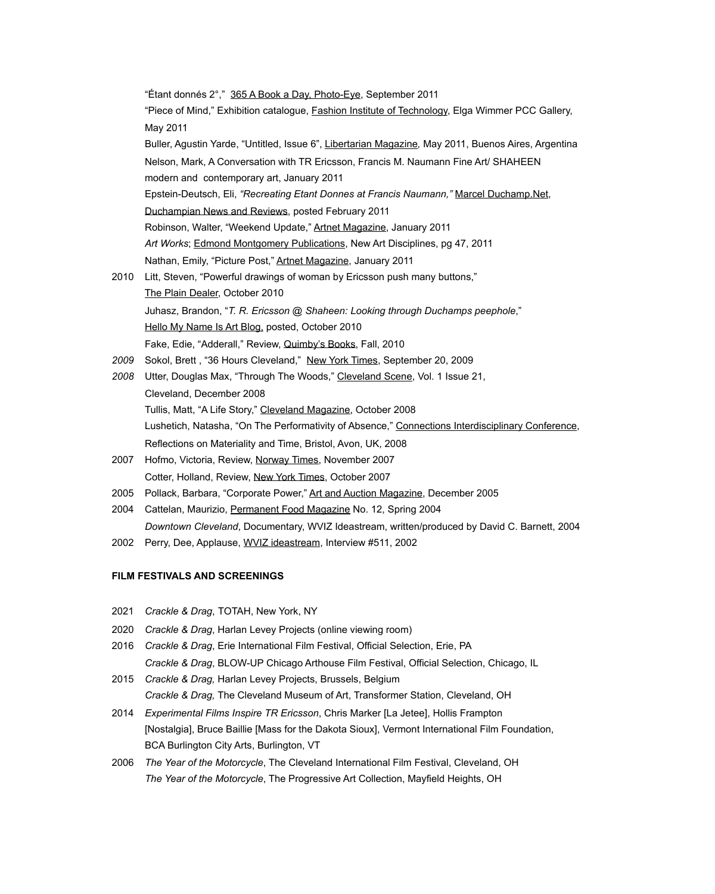"Étant donnés 2°," 365 A Book a Day, Photo-Eye, September 2011

"Piece of Mind," Exhibition catalogue, Fashion Institute of Technology, Elga Wimmer PCC Gallery, May 2011

Buller, Agustin Yarde, "Untitled, Issue 6", Libertarian Magazine*,* May 2011, Buenos Aires, Argentina

Nelson, Mark, A Conversation with TR Ericsson, Francis M. Naumann Fine Art/ SHAHEEN modern and contemporary art, January 2011

Epstein-Deutsch, Eli, *"Recreating Etant Donnes at Francis Naumann,"* Marcel Duchamp.Net, Duchampian News and Reviews, posted February 2011

Robinson, Walter, "Weekend Update," Artnet Magazine, January 2011

*Art Works*; Edmond Montgomery Publications, New Art Disciplines, pg 47, 2011

Nathan, Emily, "Picture Post," Artnet Magazine, January 2011

2010 Litt, Steven, "Powerful drawings of woman by Ericsson push many buttons," The Plain Dealer, October 2010

Juhasz, Brandon, "*T. R. Ericsson @ Shaheen: Looking through Duchamps peephole*," Hello My Name Is Art Blog, posted, October 2010

Fake, Edie, "Adderall," Review, Quimby's Books, Fall, 2010

*2009* Sokol, Brett , "36 Hours Cleveland," New York Times, September 20, 2009

*2008* Utter, Douglas Max, "Through The Woods," Cleveland Scene, Vol. 1 Issue 21, Cleveland, December 2008

Tullis, Matt, "A Life Story," Cleveland Magazine, October 2008

Lushetich, Natasha, "On The Performativity of Absence," Connections Interdisciplinary Conference, Reflections on Materiality and Time, Bristol, Avon, UK, 2008

2007 Hofmo, Victoria, Review, Norway Times, November 2007

Cotter, Holland, Review, New York Times, October 2007

2005 Pollack, Barbara, "Corporate Power," Art and Auction Magazine, December 2005

2004 Cattelan, Maurizio, Permanent Food Magazine No. 12, Spring 2004

*Downtown Cleveland*, Documentary, WVIZ Ideastream, written/produced by David C. Barnett, 2004

2002 Perry, Dee, Applause, WVIZ ideastream, Interview #511, 2002

**FILM FESTIVALS AND SCREENINGS**

2021 *Crackle & Drag*, TOTAH, New York, NY

2020 *Crackle & Drag*, Harlan Levey Projects (online viewing room)

2016 *Crackle & Drag*, Erie International Film Festival, Official Selection, Erie, PA

*Crackle & Drag*, BLOW-UP Chicago Arthouse Film Festival, Official Selection, Chicago, IL

2015 *Crackle & Drag,* Harlan Levey Projects, Brussels, Belgium

*Crackle & Drag,* The Cleveland Museum of Art, Transformer Station, Cleveland, OH

2014 *Experimental Films Inspire TR Ericsson*, Chris Marker [La Jetee], Hollis Frampton [Nostalgia], Bruce Baillie [Mass for the Dakota Sioux], Vermont International Film Foundation, BCA Burlington City Arts, Burlington, VT

2006 *The Year of the Motorcycle*, The Cleveland International Film Festival, Cleveland, OH

*The Year of the Motorcycle*, The Progressive Art Collection, Mayfield Heights, OH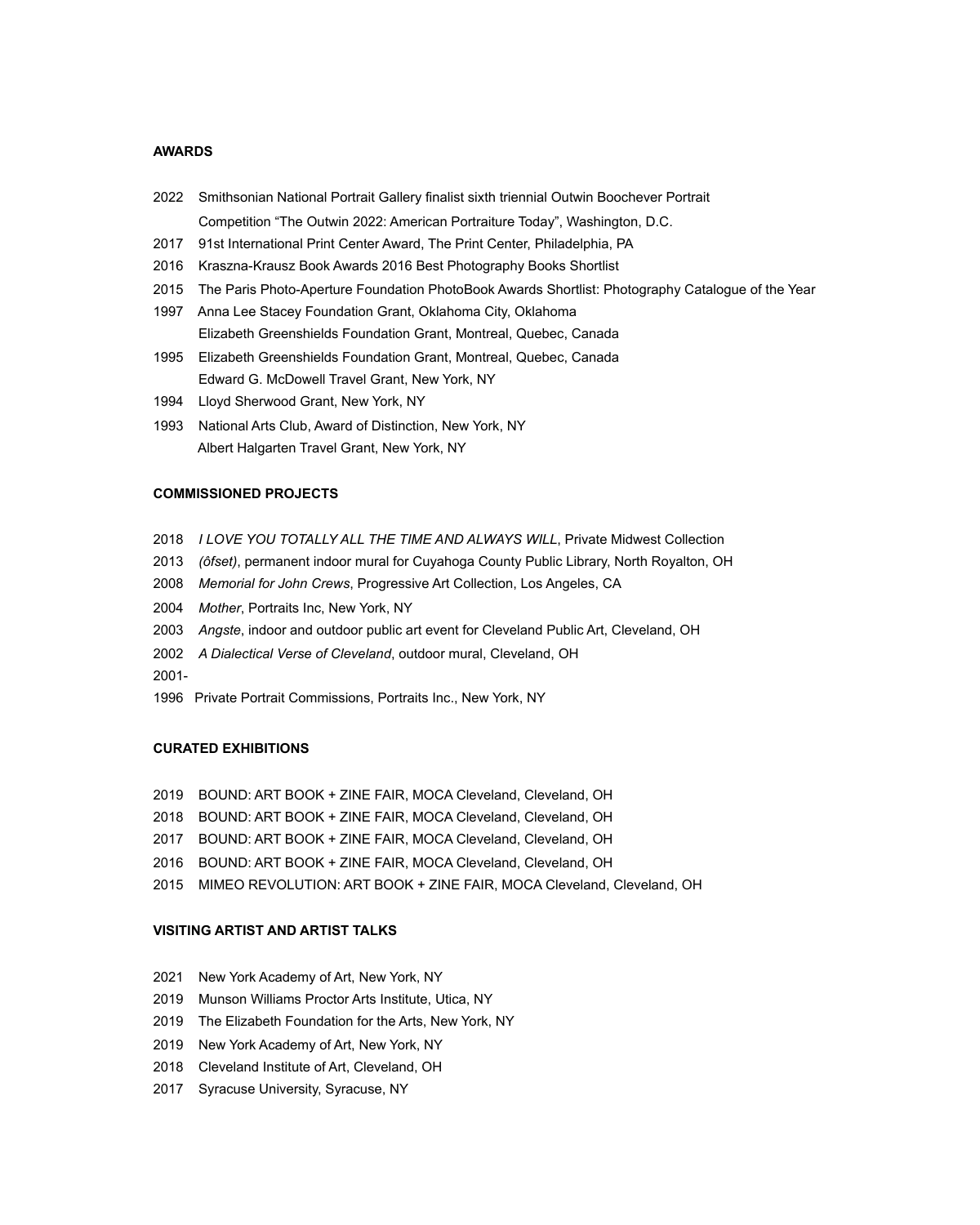**AWARDS**

2022 Smithsonian National Portrait Gallery finalist sixth triennial Outwin Boochever Portrait Competition "The Outwin 2022: American Portraiture Today", Washington, D.C.
2017 91st International Print Center Award, The Print Center, Philadelphia, PA
2016 Kraszna-Krausz Book Awards 2016 Best Photography Books Shortlist
2015 The Paris Photo-Aperture Foundation PhotoBook Awards Shortlist: Photography Catalogue of the Year
1997 Anna Lee Stacey Foundation Grant, Oklahoma City, Oklahoma
Elizabeth Greenshields Foundation Grant, Montreal, Quebec, Canada
1995 Elizabeth Greenshields Foundation Grant, Montreal, Quebec, Canada
Edward G. McDowell Travel Grant, New York, NY
1994 Lloyd Sherwood Grant, New York, NY
1993 National Arts Club, Award of Distinction, New York, NY
Albert Halgarten Travel Grant, New York, NY

**COMMISSIONED PROJECTS**

2018 *I LOVE YOU TOTALLY ALL THE TIME AND ALWAYS WILL*, Private Midwest Collection
2013 *(ôfset)*, permanent indoor mural for Cuyahoga County Public Library, North Royalton, OH
2008 *Memorial for John Crews*, Progressive Art Collection, Los Angeles, CA
2004 *Mother*, Portraits Inc, New York, NY
2003 *Angste*, indoor and outdoor public art event for Cleveland Public Art, Cleveland, OH
2002 *A Dialectical Verse of Cleveland*, outdoor mural, Cleveland, OH
2001-
1996 Private Portrait Commissions, Portraits Inc., New York, NY

**CURATED EXHIBITIONS**

2019 BOUND: ART BOOK + ZINE FAIR, MOCA Cleveland, Cleveland, OH
2018 BOUND: ART BOOK + ZINE FAIR, MOCA Cleveland, Cleveland, OH
2017 BOUND: ART BOOK + ZINE FAIR, MOCA Cleveland, Cleveland, OH
2016 BOUND: ART BOOK + ZINE FAIR, MOCA Cleveland, Cleveland, OH
2015 MIMEO REVOLUTION: ART BOOK + ZINE FAIR, MOCA Cleveland, Cleveland, OH

**VISITING ARTIST AND ARTIST TALKS**

2021 New York Academy of Art, New York, NY
2019 Munson Williams Proctor Arts Institute, Utica, NY
2019 The Elizabeth Foundation for the Arts, New York, NY
2019 New York Academy of Art, New York, NY
2018 Cleveland Institute of Art, Cleveland, OH
2017 Syracuse University, Syracuse, NY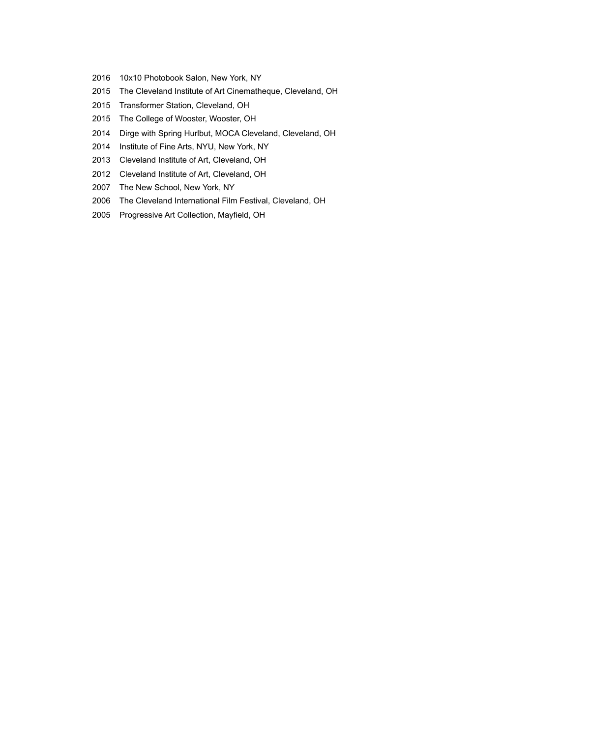2016 10x10 Photobook Salon, New York, NY
2015 The Cleveland Institute of Art Cinematheque, Cleveland, OH
2015 Transformer Station, Cleveland, OH
2015 The College of Wooster, Wooster, OH
2014 Dirge with Spring Hurlbut, MOCA Cleveland, Cleveland, OH
2014 Institute of Fine Arts, NYU, New York, NY
2013 Cleveland Institute of Art, Cleveland, OH
2012 Cleveland Institute of Art, Cleveland, OH
2007 The New School, New York, NY
2006 The Cleveland International Film Festival, Cleveland, OH
2005 Progressive Art Collection, Mayfield, OH